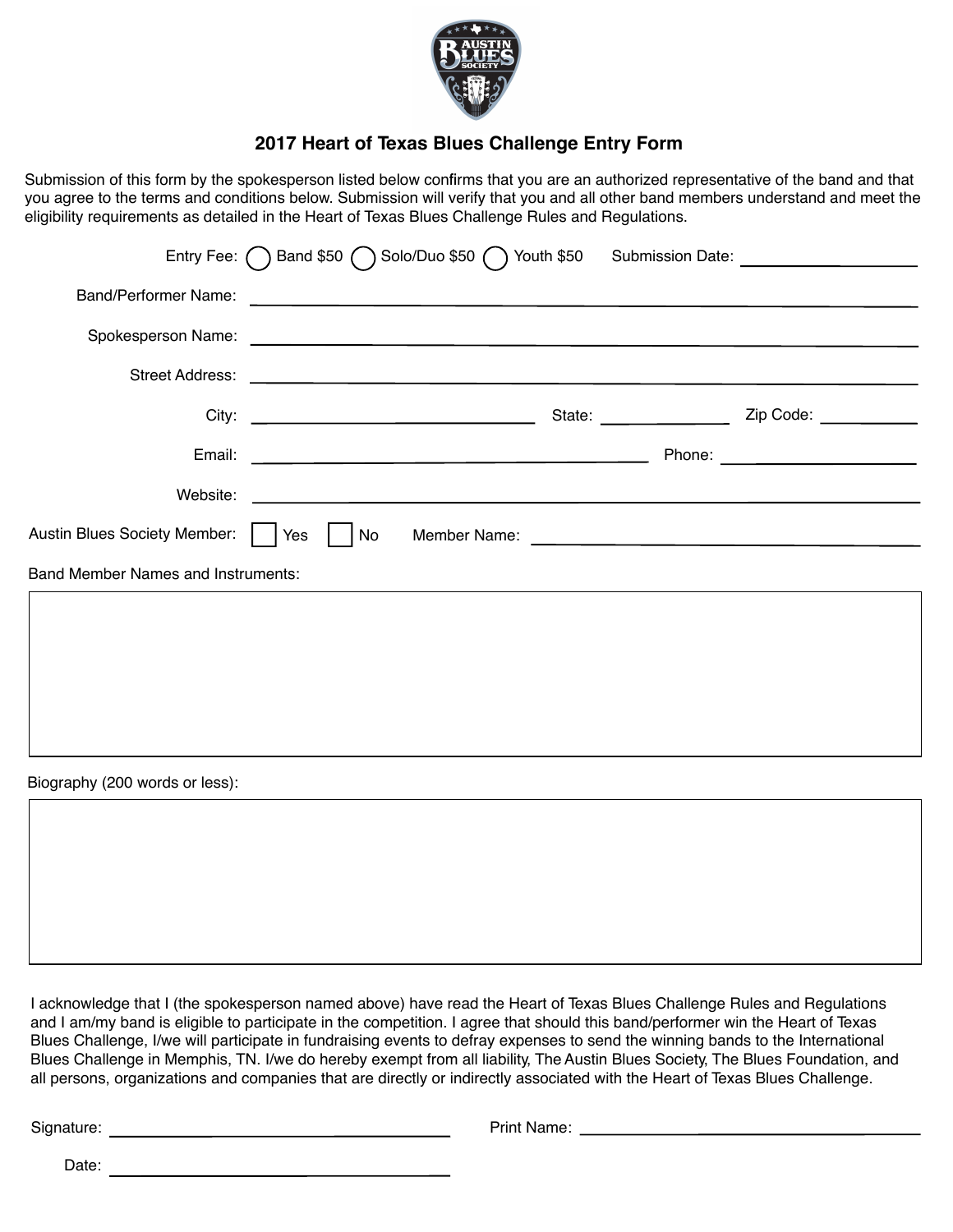# 2017 Heart of Texas Blues Challenge Entry Form

Submission of this form by the spokesperson listed below confirms that you are an authorized representative of the band and that you agree to the terms and conditions below. Submission will verify that you and all other band members understand and meet the eligibility requirements as detailed in the Heart of Texas Blues Challenge Rules and Regulations.

Entry Fee: ◯ Band $50 ◯ Solo/Duo $50 ◯ Youth $50     Submission Date: ____________________

Band/Performer Name: ____________________________________________

Spokesperson Name: ____________________________________________

Street Address: ____________________________________________

City: ______________________ State: __________ Zip Code: __________

Email: ______________________________ Phone: ____________________

Website: ____________________________________________

Austin Blues Society Member: ☐ Yes ☐ No     Member Name: ______________________________

Band Member Names and Instruments:

Biography (200 words or less):

I acknowledge that I (the spokesperson named above) have read the Heart of Texas Blues Challenge Rules and Regulations and I am/my band is eligible to participate in the competition. I agree that should this band/performer win the Heart of Texas Blues Challenge, I/we will participate in fundraising events to defray expenses to send the winning bands to the International Blues Challenge in Memphis, TN. I/we do hereby exempt from all liability, The Austin Blues Society, The Blues Foundation, and all persons, organizations and companies that are directly or indirectly associated with the Heart of Texas Blues Challenge.

Signature: ______________________________ Print Name: ______________________________

Date: ______________________________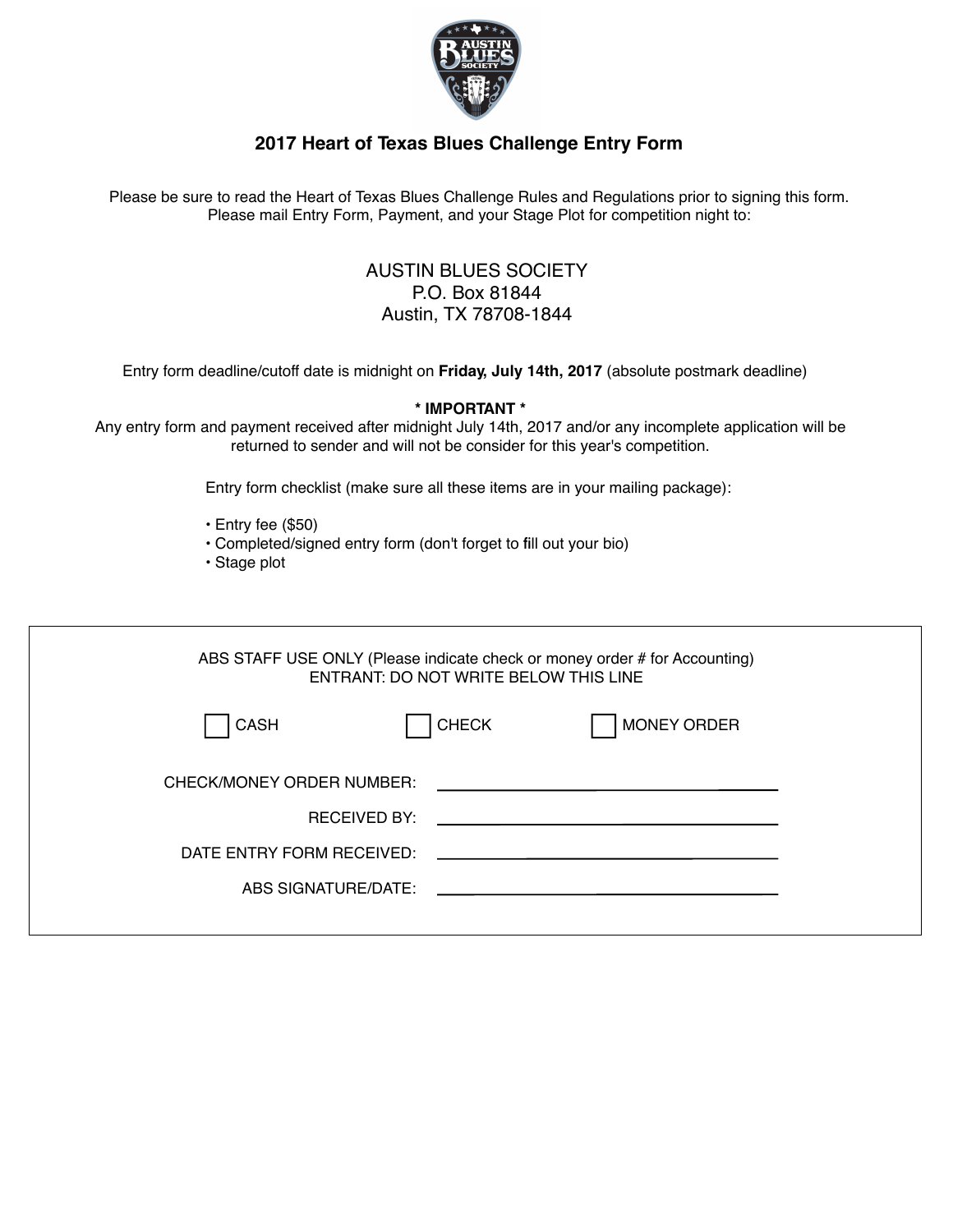## 2017 Heart of Texas Blues Challenge Entry Form

Please be sure to read the Heart of Texas Blues Challenge Rules and Regulations prior to signing this form.
Please mail Entry Form, Payment, and your Stage Plot for competition night to:

AUSTIN BLUES SOCIETY
P.O. Box 81844
Austin, TX 78708-1844

Entry form deadline/cutoff date is midnight on **Friday, July 14th, 2017** (absolute postmark deadline)

**\* IMPORTANT \***

Any entry form and payment received after midnight July 14th, 2017 and/or any incomplete application will be returned to sender and will not be consider for this year's competition.

Entry form checklist (make sure all these items are in your mailing package):

- Entry fee ($50)
- Completed/signed entry form (don't forget to fill out your bio)
- Stage plot

---

ABS STAFF USE ONLY (Please indicate check or money order # for Accounting)
ENTRANT: DO NOT WRITE BELOW THIS LINE

☐ CASH ☐ CHECK ☐ MONEY ORDER

CHECK/MONEY ORDER NUMBER: ______________________

RECEIVED BY: ______________________

DATE ENTRY FORM RECEIVED: ______________________

ABS SIGNATURE/DATE: ______________________